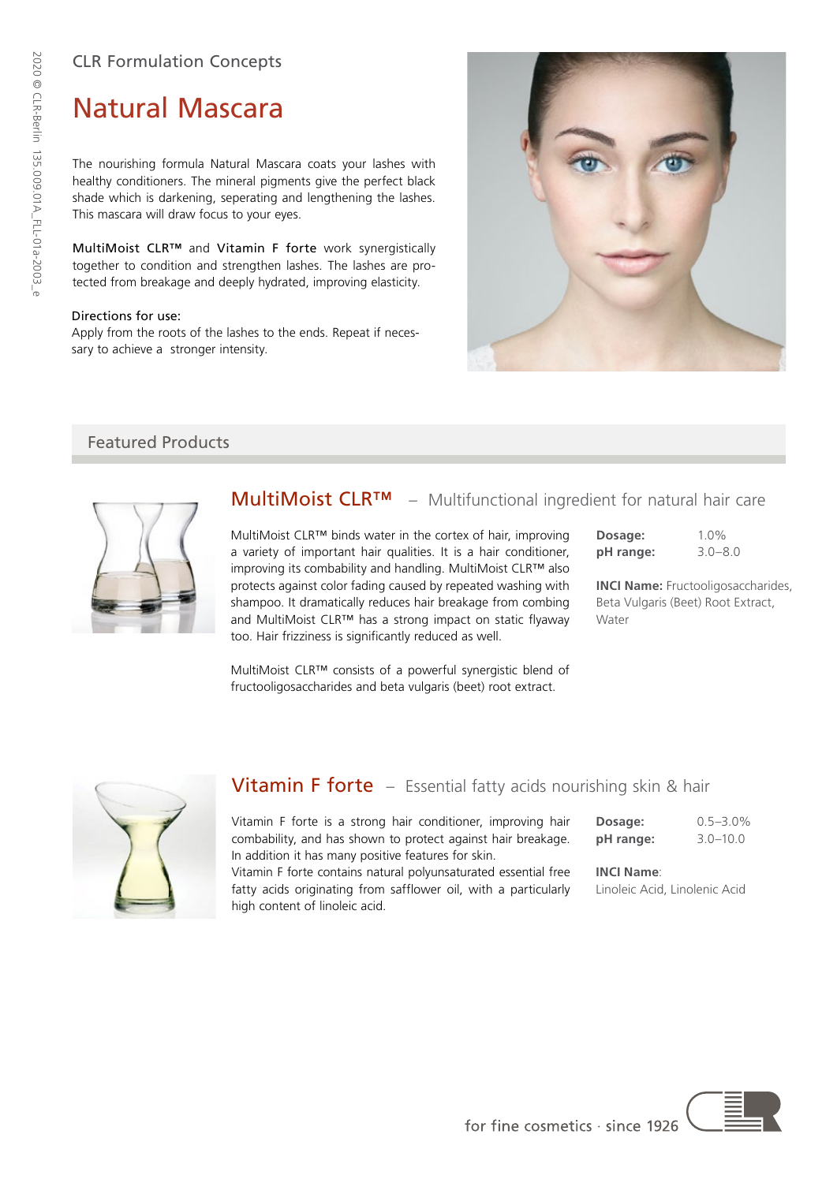CLR Formulation Concepts

# Natural Mascara

The nourishing formula Natural Mascara coats your lashes with healthy conditioners. The mineral pigments give the perfect black shade which is darkening, seperating and lengthening the lashes. This mascara will draw focus to your eyes.

MultiMoist CLR™ and Vitamin F forte work synergistically together to condition and strengthen lashes. The lashes are protected from breakage and deeply hydrated, improving elasticity.

Directions for use:
Apply from the roots of the lashes to the ends. Repeat if necessary to achieve a stronger intensity.

## Featured Products

### MultiMoist CLR™ – Multifunctional ingredient for natural hair care

MultiMoist CLR™ binds water in the cortex of hair, improving a variety of important hair qualities. It is a hair conditioner, improving its combability and handling. MultiMoist CLR™ also protects against color fading caused by repeated washing with shampoo. It dramatically reduces hair breakage from combing and MultiMoist CLR™ has a strong impact on static flyaway too. Hair frizziness is significantly reduced as well.

MultiMoist CLR™ consists of a powerful synergistic blend of fructooligosaccharides and beta vulgaris (beet) root extract.

**Dosage:** 1.0%
**pH range:** 3.0–8.0

**INCI Name:** Fructooligosaccharides, Beta Vulgaris (Beet) Root Extract, Water

### Vitamin F forte – Essential fatty acids nourishing skin & hair

Vitamin F forte is a strong hair conditioner, improving hair combability, and has shown to protect against hair breakage. In addition it has many positive features for skin.
Vitamin F forte contains natural polyunsaturated essential free fatty acids originating from safflower oil, with a particularly high content of linoleic acid.

**Dosage:** 0.5–3.0%
**pH range:** 3.0–10.0

**INCI Name**:
Linoleic Acid, Linolenic Acid

for fine cosmetics · since 1926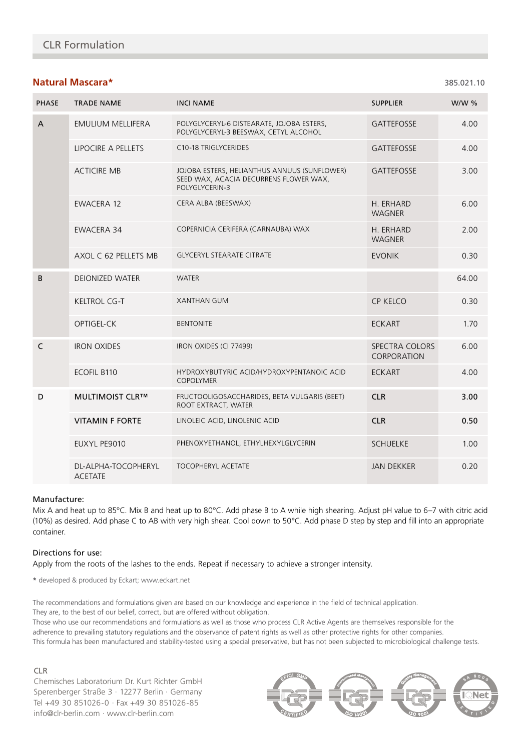CLR Formulation

## Natural Mascara*

385.021.10

| PHASE | TRADE NAME | INCI NAME | SUPPLIER | W/W % |
|---|---|---|---|---|
| A | EMULIUM MELLIFERA | POLYGLYCERYL-6 DISTEARATE, JOJOBA ESTERS, POLYGLYCERYL-3 BEESWAX, CETYL ALCOHOL | GATTEFOSSE | 4.00 |
| | LIPOCIRE A PELLETS | C10-18 TRIGLYCERIDES | GATTEFOSSE | 4.00 |
| | ACTICIRE MB | JOJOBA ESTERS, HELIANTHUS ANNUUS (SUNFLOWER) SEED WAX, ACACIA DECURRENS FLOWER WAX, POLYGLYCERIN-3 | GATTEFOSSE | 3.00 |
| | EWACERA 12 | CERA ALBA (BEESWAX) | H. ERHARD WAGNER | 6.00 |
| | EWACERA 34 | COPERNICIA CERIFERA (CARNAUBA) WAX | H. ERHARD WAGNER | 2.00 |
| | AXOL C 62 PELLETS MB | GLYCERYL STEARATE CITRATE | EVONIK | 0.30 |
| B | DEIONIZED WATER | WATER | | 64.00 |
| | KELTROL CG-T | XANTHAN GUM | CP KELCO | 0.30 |
| | OPTIGEL-CK | BENTONITE | ECKART | 1.70 |
| C | IRON OXIDES | IRON OXIDES (CI 77499) | SPECTRA COLORS CORPORATION | 6.00 |
| | ECOFIL B110 | HYDROXYBUTYRIC ACID/HYDROXYPENTANOIC ACID COPOLYMER | ECKART | 4.00 |
| D | **MULTIMOIST CLR™** | FRUCTOOLIGOSACCHARIDES, BETA VULGARIS (BEET) ROOT EXTRACT, WATER | **CLR** | **3.00** |
| | **VITAMIN F FORTE** | LINOLEIC ACID, LINOLENIC ACID | **CLR** | **0.50** |
| | EUXYL PE9010 | PHENOXYETHANOL, ETHYLHEXYLGLYCERIN | SCHUELKE | 1.00 |
| | DL-ALPHA-TOCOPHERYL ACETATE | TOCOPHERYL ACETATE | JAN DEKKER | 0.20 |

### Manufacture:

Mix A and heat up to 85°C. Mix B and heat up to 80°C. Add phase B to A while high shearing. Adjust pH value to 6–7 with citric acid (10%) as desired. Add phase C to AB with very high shear. Cool down to 50°C. Add phase D step by step and fill into an appropriate container.

### Directions for use:

Apply from the roots of the lashes to the ends. Repeat if necessary to achieve a stronger intensity.

* developed & produced by Eckart; www.eckart.net

The recommendations and formulations given are based on our knowledge and experience in the field of technical application.
They are, to the best of our belief, correct, but are offered without obligation.
Those who use our recommendations and formulations as well as those who process CLR Active Agents are themselves responsible for the adherence to prevailing statutory regulations and the observance of patent rights as well as other protective rights for other companies.
This formula has been manufactured and stability-tested using a special preservative, but has not been subjected to microbiological challenge tests.

CLR
Chemisches Laboratorium Dr. Kurt Richter GmbH
Sperenberger Straße 3 · 12277 Berlin · Germany
Tel +49 30 851026-0 · Fax +49 30 851026-85
info@clr-berlin.com · www.clr-berlin.com